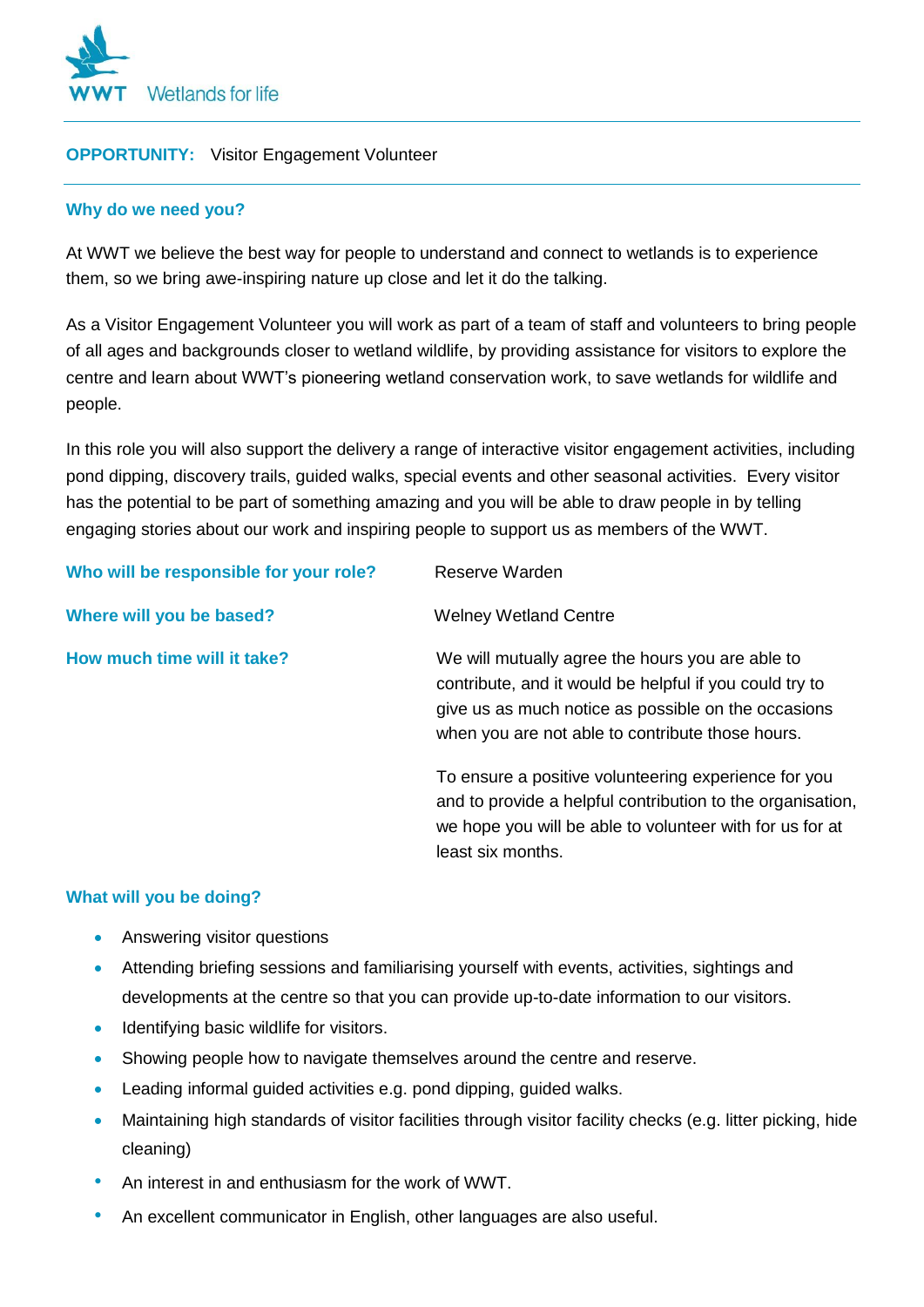WWT Wetlands for life

**OPPORTUNITY:** Visitor Engagement Volunteer

## Why do we need you?

At WWT we believe the best way for people to understand and connect to wetlands is to experience them, so we bring awe-inspiring nature up close and let it do the talking.

As a Visitor Engagement Volunteer you will work as part of a team of staff and volunteers to bring people of all ages and backgrounds closer to wetland wildlife, by providing assistance for visitors to explore the centre and learn about WWT's pioneering wetland conservation work, to save wetlands for wildlife and people.

In this role you will also support the delivery a range of interactive visitor engagement activities, including pond dipping, discovery trails, guided walks, special events and other seasonal activities. Every visitor has the potential to be part of something amazing and you will be able to draw people in by telling engaging stories about our work and inspiring people to support us as members of the WWT.

**Who will be responsible for your role?** Reserve Warden

**Where will you be based?** Welney Wetland Centre

**How much time will it take?** We will mutually agree the hours you are able to contribute, and it would be helpful if you could try to give us as much notice as possible on the occasions when you are not able to contribute those hours.

To ensure a positive volunteering experience for you and to provide a helpful contribution to the organisation, we hope you will be able to volunteer with for us for at least six months.

## What will you be doing?

- Answering visitor questions
- Attending briefing sessions and familiarising yourself with events, activities, sightings and developments at the centre so that you can provide up-to-date information to our visitors.
- Identifying basic wildlife for visitors.
- Showing people how to navigate themselves around the centre and reserve.
- Leading informal guided activities e.g. pond dipping, guided walks.
- Maintaining high standards of visitor facilities through visitor facility checks (e.g. litter picking, hide cleaning)
- An interest in and enthusiasm for the work of WWT.
- An excellent communicator in English, other languages are also useful.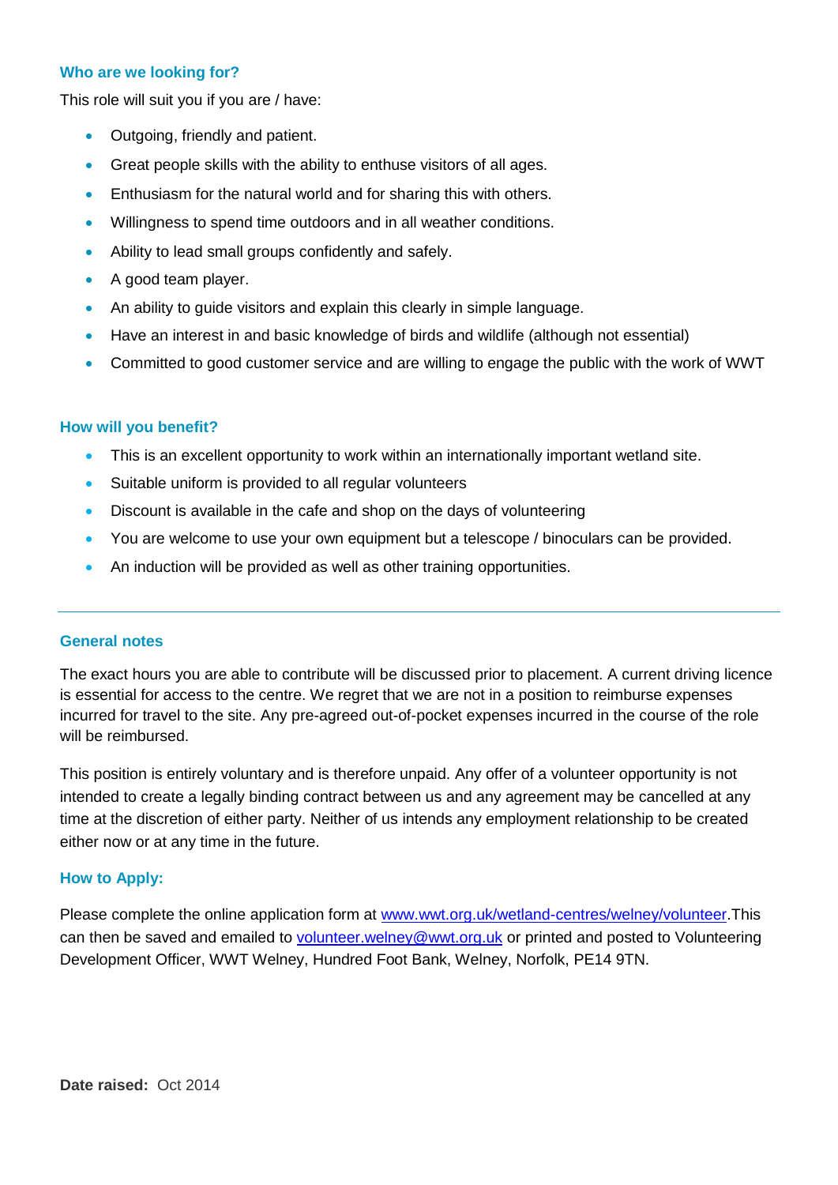### Who are we looking for?

This role will suit you if you are / have:

- Outgoing, friendly and patient.
- Great people skills with the ability to enthuse visitors of all ages.
- Enthusiasm for the natural world and for sharing this with others.
- Willingness to spend time outdoors and in all weather conditions.
- Ability to lead small groups confidently and safely.
- A good team player.
- An ability to guide visitors and explain this clearly in simple language.
- Have an interest in and basic knowledge of birds and wildlife (although not essential)
- Committed to good customer service and are willing to engage the public with the work of WWT

### How will you benefit?

- This is an excellent opportunity to work within an internationally important wetland site.
- Suitable uniform is provided to all regular volunteers
- Discount is available in the cafe and shop on the days of volunteering
- You are welcome to use your own equipment but a telescope / binoculars can be provided.
- An induction will be provided as well as other training opportunities.

---

### General notes

The exact hours you are able to contribute will be discussed prior to placement. A current driving licence is essential for access to the centre. We regret that we are not in a position to reimburse expenses incurred for travel to the site. Any pre-agreed out-of-pocket expenses incurred in the course of the role will be reimbursed.

This position is entirely voluntary and is therefore unpaid. Any offer of a volunteer opportunity is not intended to create a legally binding contract between us and any agreement may be cancelled at any time at the discretion of either party. Neither of us intends any employment relationship to be created either now or at any time in the future.

### How to Apply:

Please complete the online application form at [www.wwt.org.uk/wetland-centres/welney/volunteer](http://www.wwt.org.uk/wetland-centres/welney/volunteer).This can then be saved and emailed to [volunteer.welney@wwt.org.uk](mailto:volunteer.welney@wwt.org.uk) or printed and posted to Volunteering Development Officer, WWT Welney, Hundred Foot Bank, Welney, Norfolk, PE14 9TN.

**Date raised:** Oct 2014